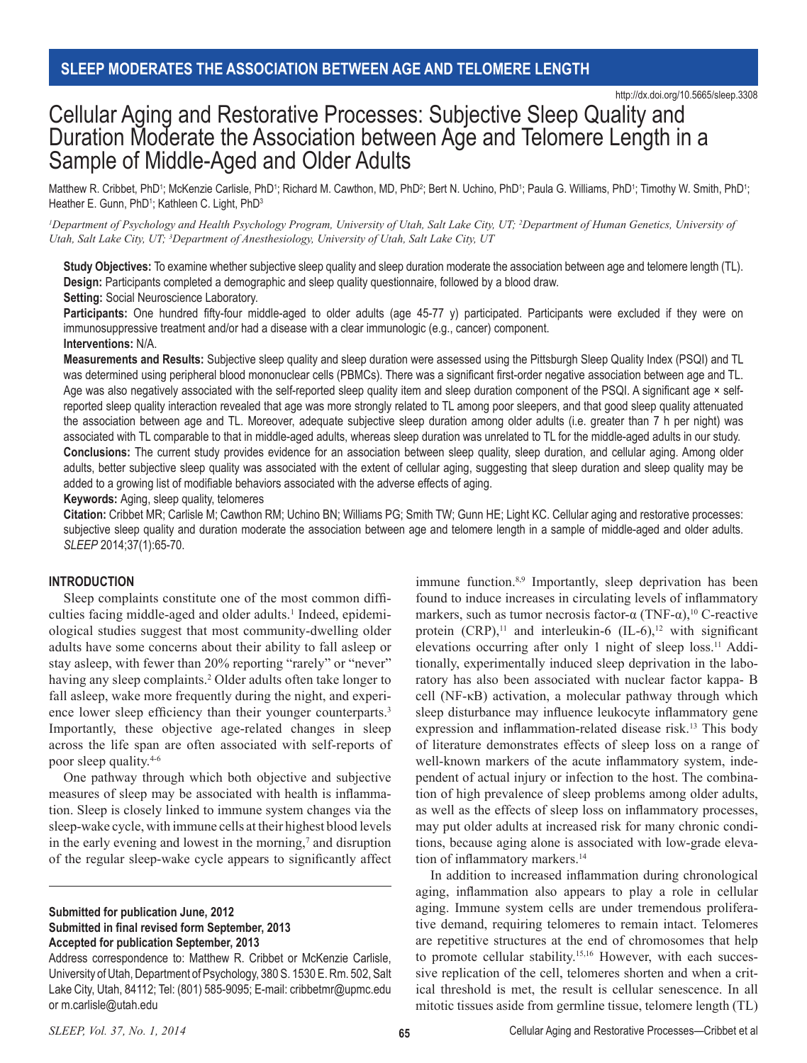SLEEP MODERATES THE ASSOCIATION BETWEEN AGE AND TELOMERE LENGTH

http://dx.doi.org/10.5665/sleep.3308

# Cellular Aging and Restorative Processes: Subjective Sleep Quality and Duration Moderate the Association between Age and Telomere Length in a Sample of Middle-Aged and Older Adults

Matthew R. Cribbet, PhD[1]; McKenzie Carlisle, PhD[1]; Richard M. Cawthon, MD, PhD[2]; Bert N. Uchino, PhD[1]; Paula G. Williams, PhD[1]; Timothy W. Smith, PhD[1]; Heather E. Gunn, PhD[1]; Kathleen C. Light, PhD[3]

*[1]Department of Psychology and Health Psychology Program, University of Utah, Salt Lake City, UT; [2]Department of Human Genetics, University of Utah, Salt Lake City, UT; [3]Department of Anesthesiology, University of Utah, Salt Lake City, UT*

**Study Objectives:** To examine whether subjective sleep quality and sleep duration moderate the association between age and telomere length (TL).
**Design:** Participants completed a demographic and sleep quality questionnaire, followed by a blood draw.
**Setting:** Social Neuroscience Laboratory.
**Participants:** One hundred fifty-four middle-aged to older adults (age 45-77 y) participated. Participants were excluded if they were on immunosuppressive treatment and/or had a disease with a clear immunologic (e.g., cancer) component.
**Interventions:** N/A.
**Measurements and Results:** Subjective sleep quality and sleep duration were assessed using the Pittsburgh Sleep Quality Index (PSQI) and TL was determined using peripheral blood mononuclear cells (PBMCs). There was a significant first-order negative association between age and TL. Age was also negatively associated with the self-reported sleep quality item and sleep duration component of the PSQI. A significant age × self-reported sleep quality interaction revealed that age was more strongly related to TL among poor sleepers, and that good sleep quality attenuated the association between age and TL. Moreover, adequate subjective sleep duration among older adults (i.e. greater than 7 h per night) was associated with TL comparable to that in middle-aged adults, whereas sleep duration was unrelated to TL for the middle-aged adults in our study.
**Conclusions:** The current study provides evidence for an association between sleep quality, sleep duration, and cellular aging. Among older adults, better subjective sleep quality was associated with the extent of cellular aging, suggesting that sleep duration and sleep quality may be added to a growing list of modifiable behaviors associated with the adverse effects of aging.
**Keywords:** Aging, sleep quality, telomeres
**Citation:** Cribbet MR; Carlisle M; Cawthon RM; Uchino BN; Williams PG; Smith TW; Gunn HE; Light KC. Cellular aging and restorative processes: subjective sleep quality and duration moderate the association between age and telomere length in a sample of middle-aged and older adults. *SLEEP* 2014;37(1):65-70.

## INTRODUCTION

Sleep complaints constitute one of the most common difficulties facing middle-aged and older adults.[1] Indeed, epidemiological studies suggest that most community-dwelling older adults have some concerns about their ability to fall asleep or stay asleep, with fewer than 20% reporting "rarely" or "never" having any sleep complaints.[2] Older adults often take longer to fall asleep, wake more frequently during the night, and experience lower sleep efficiency than their younger counterparts.[3] Importantly, these objective age-related changes in sleep across the life span are often associated with self-reports of poor sleep quality.[4-6]

One pathway through which both objective and subjective measures of sleep may be associated with health is inflammation. Sleep is closely linked to immune system changes via the sleep-wake cycle, with immune cells at their highest blood levels in the early evening and lowest in the morning,[7] and disruption of the regular sleep-wake cycle appears to significantly affect immune function.[8,9] Importantly, sleep deprivation has been found to induce increases in circulating levels of inflammatory markers, such as tumor necrosis factor-α (TNF-α),[10] C-reactive protein (CRP),[11] and interleukin-6 (IL-6),[12] with significant elevations occurring after only 1 night of sleep loss.[11] Additionally, experimentally induced sleep deprivation in the laboratory has also been associated with nuclear factor kappa- B cell (NF-κB) activation, a molecular pathway through which sleep disturbance may influence leukocyte inflammatory gene expression and inflammation-related disease risk.[13] This body of literature demonstrates effects of sleep loss on a range of well-known markers of the acute inflammatory system, independent of actual injury or infection to the host. The combination of high prevalence of sleep problems among older adults, as well as the effects of sleep loss on inflammatory processes, may put older adults at increased risk for many chronic conditions, because aging alone is associated with low-grade elevation of inflammatory markers.[14]

In addition to increased inflammation during chronological aging, inflammation also appears to play a role in cellular aging. Immune system cells are under tremendous proliferative demand, requiring telomeres to remain intact. Telomeres are repetitive structures at the end of chromosomes that help to promote cellular stability.[15,16] However, with each successive replication of the cell, telomeres shorten and when a critical threshold is met, the result is cellular senescence. In all mitotic tissues aside from germline tissue, telomere length (TL)

**Submitted for publication June, 2012**
**Submitted in final revised form September, 2013**
**Accepted for publication September, 2013**

Address correspondence to: Matthew R. Cribbet or McKenzie Carlisle, University of Utah, Department of Psychology, 380 S. 1530 E. Rm. 502, Salt Lake City, Utah, 84112; Tel: (801) 585-9095; E-mail: cribbetmr@upmc.edu or m.carlisle@utah.edu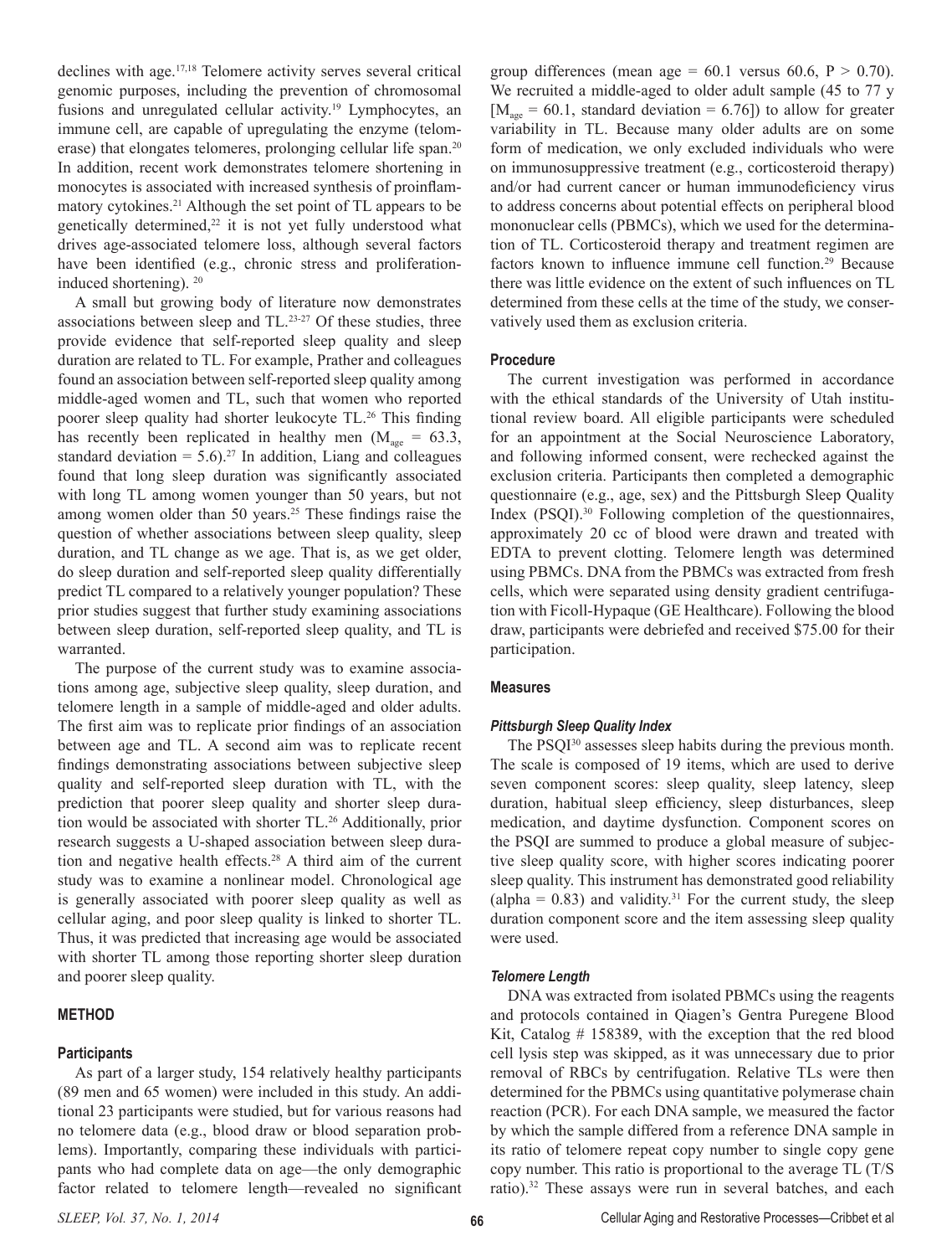declines with age.[17,18] Telomere activity serves several critical genomic purposes, including the prevention of chromosomal fusions and unregulated cellular activity.[19] Lymphocytes, an immune cell, are capable of upregulating the enzyme (telomerase) that elongates telomeres, prolonging cellular life span.[20] In addition, recent work demonstrates telomere shortening in monocytes is associated with increased synthesis of proinflammatory cytokines.[21] Although the set point of TL appears to be genetically determined,[22] it is not yet fully understood what drives age-associated telomere loss, although several factors have been identified (e.g., chronic stress and proliferation-induced shortening). [20]

A small but growing body of literature now demonstrates associations between sleep and TL.[23-27] Of these studies, three provide evidence that self-reported sleep quality and sleep duration are related to TL. For example, Prather and colleagues found an association between self-reported sleep quality among middle-aged women and TL, such that women who reported poorer sleep quality had shorter leukocyte TL.[26] This finding has recently been replicated in healthy men ($M_{age}$ = 63.3, standard deviation = 5.6).[27] In addition, Liang and colleagues found that long sleep duration was significantly associated with long TL among women younger than 50 years, but not among women older than 50 years.[25] These findings raise the question of whether associations between sleep quality, sleep duration, and TL change as we age. That is, as we get older, do sleep duration and self-reported sleep quality differentially predict TL compared to a relatively younger population? These prior studies suggest that further study examining associations between sleep duration, self-reported sleep quality, and TL is warranted.

The purpose of the current study was to examine associations among age, subjective sleep quality, sleep duration, and telomere length in a sample of middle-aged and older adults. The first aim was to replicate prior findings of an association between age and TL. A second aim was to replicate recent findings demonstrating associations between subjective sleep quality and self-reported sleep duration with TL, with the prediction that poorer sleep quality and shorter sleep duration would be associated with shorter TL.[26] Additionally, prior research suggests a U-shaped association between sleep duration and negative health effects.[28] A third aim of the current study was to examine a nonlinear model. Chronological age is generally associated with poorer sleep quality as well as cellular aging, and poor sleep quality is linked to shorter TL. Thus, it was predicted that increasing age would be associated with shorter TL among those reporting shorter sleep duration and poorer sleep quality.

## METHOD

### Participants

As part of a larger study, 154 relatively healthy participants (89 men and 65 women) were included in this study. An additional 23 participants were studied, but for various reasons had no telomere data (e.g., blood draw or blood separation problems). Importantly, comparing these individuals with participants who had complete data on age—the only demographic factor related to telomere length—revealed no significant group differences (mean age = 60.1 versus 60.6, $P > 0.70$). We recruited a middle-aged to older adult sample (45 to 77 y [$M_{age}$ = 60.1, standard deviation = 6.76]) to allow for greater variability in TL. Because many older adults are on some form of medication, we only excluded individuals who were on immunosuppressive treatment (e.g., corticosteroid therapy) and/or had current cancer or human immunodeficiency virus to address concerns about potential effects on peripheral blood mononuclear cells (PBMCs), which we used for the determination of TL. Corticosteroid therapy and treatment regimen are factors known to influence immune cell function.[29] Because there was little evidence on the extent of such influences on TL determined from these cells at the time of the study, we conservatively used them as exclusion criteria.

### Procedure

The current investigation was performed in accordance with the ethical standards of the University of Utah institutional review board. All eligible participants were scheduled for an appointment at the Social Neuroscience Laboratory, and following informed consent, were rechecked against the exclusion criteria. Participants then completed a demographic questionnaire (e.g., age, sex) and the Pittsburgh Sleep Quality Index (PSQI).[30] Following completion of the questionnaires, approximately 20 cc of blood were drawn and treated with EDTA to prevent clotting. Telomere length was determined using PBMCs. DNA from the PBMCs was extracted from fresh cells, which were separated using density gradient centrifugation with Ficoll-Hypaque (GE Healthcare). Following the blood draw, participants were debriefed and received $75.00 for their participation.

### Measures

#### *Pittsburgh Sleep Quality Index*

The PSQI[30] assesses sleep habits during the previous month. The scale is composed of 19 items, which are used to derive seven component scores: sleep quality, sleep latency, sleep duration, habitual sleep efficiency, sleep disturbances, sleep medication, and daytime dysfunction. Component scores on the PSQI are summed to produce a global measure of subjective sleep quality score, with higher scores indicating poorer sleep quality. This instrument has demonstrated good reliability (alpha = 0.83) and validity.[31] For the current study, the sleep duration component score and the item assessing sleep quality were used.

#### *Telomere Length*

DNA was extracted from isolated PBMCs using the reagents and protocols contained in Qiagen's Gentra Puregene Blood Kit, Catalog # 158389, with the exception that the red blood cell lysis step was skipped, as it was unnecessary due to prior removal of RBCs by centrifugation. Relative TLs were then determined for the PBMCs using quantitative polymerase chain reaction (PCR). For each DNA sample, we measured the factor by which the sample differed from a reference DNA sample in its ratio of telomere repeat copy number to single copy gene copy number. This ratio is proportional to the average TL (T/S ratio).[32] These assays were run in several batches, and each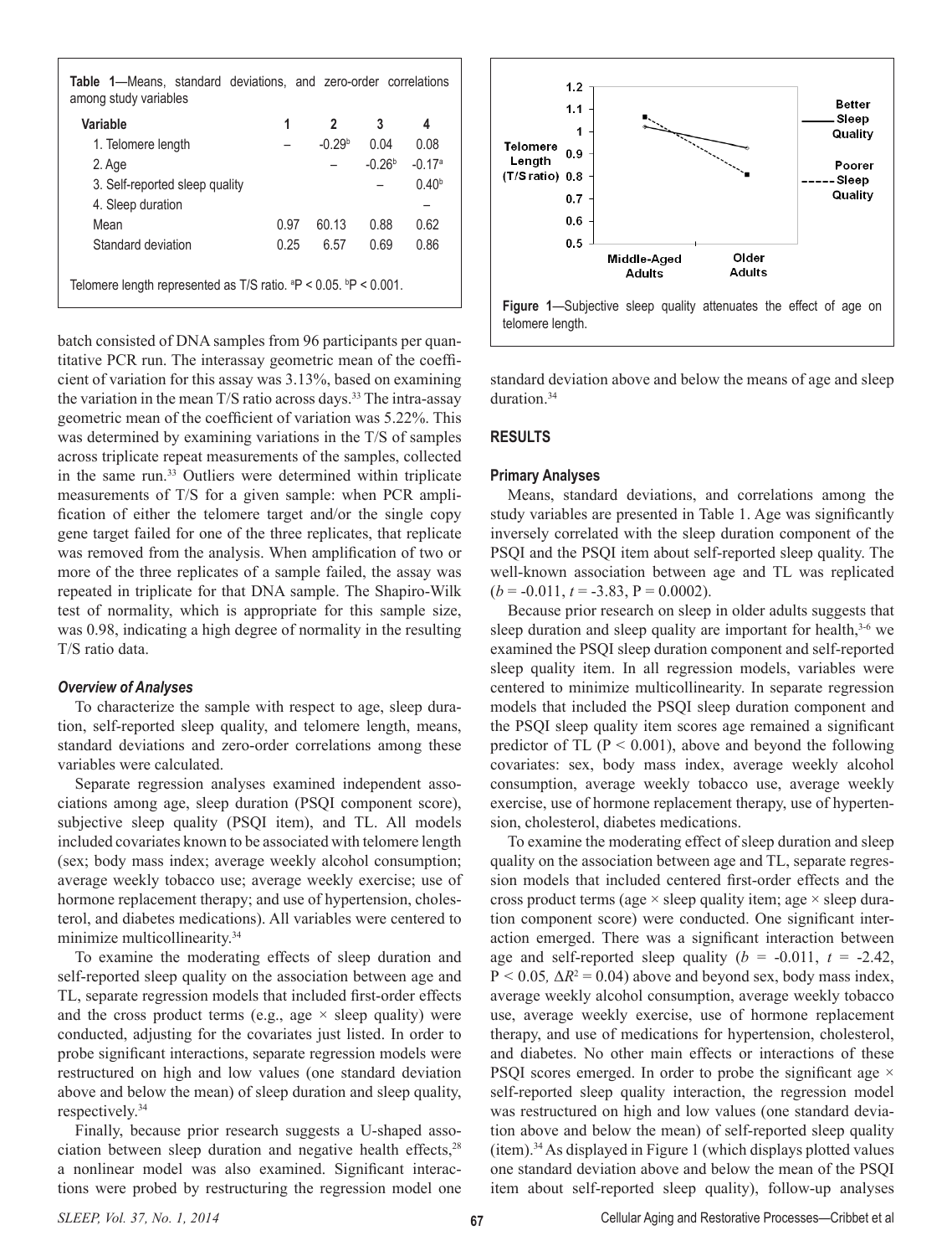**Table 1**—Means, standard deviations, and zero-order correlations among study variables

| Variable | 1 | 2 | 3 | 4 |
|---|---|---|---|---|
| 1. Telomere length | – | -0.29[b] | 0.04 | 0.08 |
| 2. Age | | – | -0.26[b] | -0.17[a] |
| 3. Self-reported sleep quality | | | – | 0.40[b] |
| 4. Sleep duration | | | | – |
| Mean | 0.97 | 60.13 | 0.88 | 0.62 |
| Standard deviation | 0.25 | 6.57 | 0.69 | 0.86 |

Telomere length represented as T/S ratio. [a]P < 0.05. [b]P < 0.001.

batch consisted of DNA samples from 96 participants per quantitative PCR run. The interassay geometric mean of the coefficient of variation for this assay was 3.13%, based on examining the variation in the mean T/S ratio across days.[33] The intra-assay geometric mean of the coefficient of variation was 5.22%. This was determined by examining variations in the T/S of samples across triplicate repeat measurements of the samples, collected in the same run.[33] Outliers were determined within triplicate measurements of T/S for a given sample: when PCR amplification of either the telomere target and/or the single copy gene target failed for one of the three replicates, that replicate was removed from the analysis. When amplification of two or more of the three replicates of a sample failed, the assay was repeated in triplicate for that DNA sample. The Shapiro-Wilk test of normality, which is appropriate for this sample size, was 0.98, indicating a high degree of normality in the resulting T/S ratio data.

### *Overview of Analyses*

To characterize the sample with respect to age, sleep duration, self-reported sleep quality, and telomere length, means, standard deviations and zero-order correlations among these variables were calculated.

Separate regression analyses examined independent associations among age, sleep duration (PSQI component score), subjective sleep quality (PSQI item), and TL. All models included covariates known to be associated with telomere length (sex; body mass index; average weekly alcohol consumption; average weekly tobacco use; average weekly exercise; use of hormone replacement therapy; and use of hypertension, cholesterol, and diabetes medications). All variables were centered to minimize multicollinearity.[34]

To examine the moderating effects of sleep duration and self-reported sleep quality on the association between age and TL, separate regression models that included first-order effects and the cross product terms (e.g., age × sleep quality) were conducted, adjusting for the covariates just listed. In order to probe significant interactions, separate regression models were restructured on high and low values (one standard deviation above and below the mean) of sleep duration and sleep quality, respectively.[34]

Finally, because prior research suggests a U-shaped association between sleep duration and negative health effects,[28] a nonlinear model was also examined. Significant interactions were probed by restructuring the regression model one standard deviation above and below the means of age and sleep duration.[34]

Figure 1—Subjective sleep quality attenuates the effect of age on telomere length.

## RESULTS

### Primary Analyses

Means, standard deviations, and correlations among the study variables are presented in Table 1. Age was significantly inversely correlated with the sleep duration component of the PSQI and the PSQI item about self-reported sleep quality. The well-known association between age and TL was replicated ($b$ = -0.011, $t$ = -3.83, P = 0.0002).

Because prior research on sleep in older adults suggests that sleep duration and sleep quality are important for health,[3-6] we examined the PSQI sleep duration component and self-reported sleep quality item. In all regression models, variables were centered to minimize multicollinearity. In separate regression models that included the PSQI sleep duration component and the PSQI sleep quality item scores age remained a significant predictor of TL (P < 0.001), above and beyond the following covariates: sex, body mass index, average weekly alcohol consumption, average weekly tobacco use, average weekly exercise, use of hormone replacement therapy, use of hypertension, cholesterol, diabetes medications.

To examine the moderating effect of sleep duration and sleep quality on the association between age and TL, separate regression models that included centered first-order effects and the cross product terms (age × sleep quality item; age × sleep duration component score) were conducted. One significant interaction emerged. There was a significant interaction between age and self-reported sleep quality ($b$ = -0.011, $t$ = -2.42, P < 0.05, $\Delta R^2$ = 0.04) above and beyond sex, body mass index, average weekly alcohol consumption, average weekly tobacco use, average weekly exercise, use of hormone replacement therapy, and use of medications for hypertension, cholesterol, and diabetes. No other main effects or interactions of these PSQI scores emerged. In order to probe the significant age × self-reported sleep quality interaction, the regression model was restructured on high and low values (one standard deviation above and below the mean) of self-reported sleep quality (item).[34] As displayed in Figure 1 (which displays plotted values one standard deviation above and below the mean of the PSQI item about self-reported sleep quality), follow-up analyses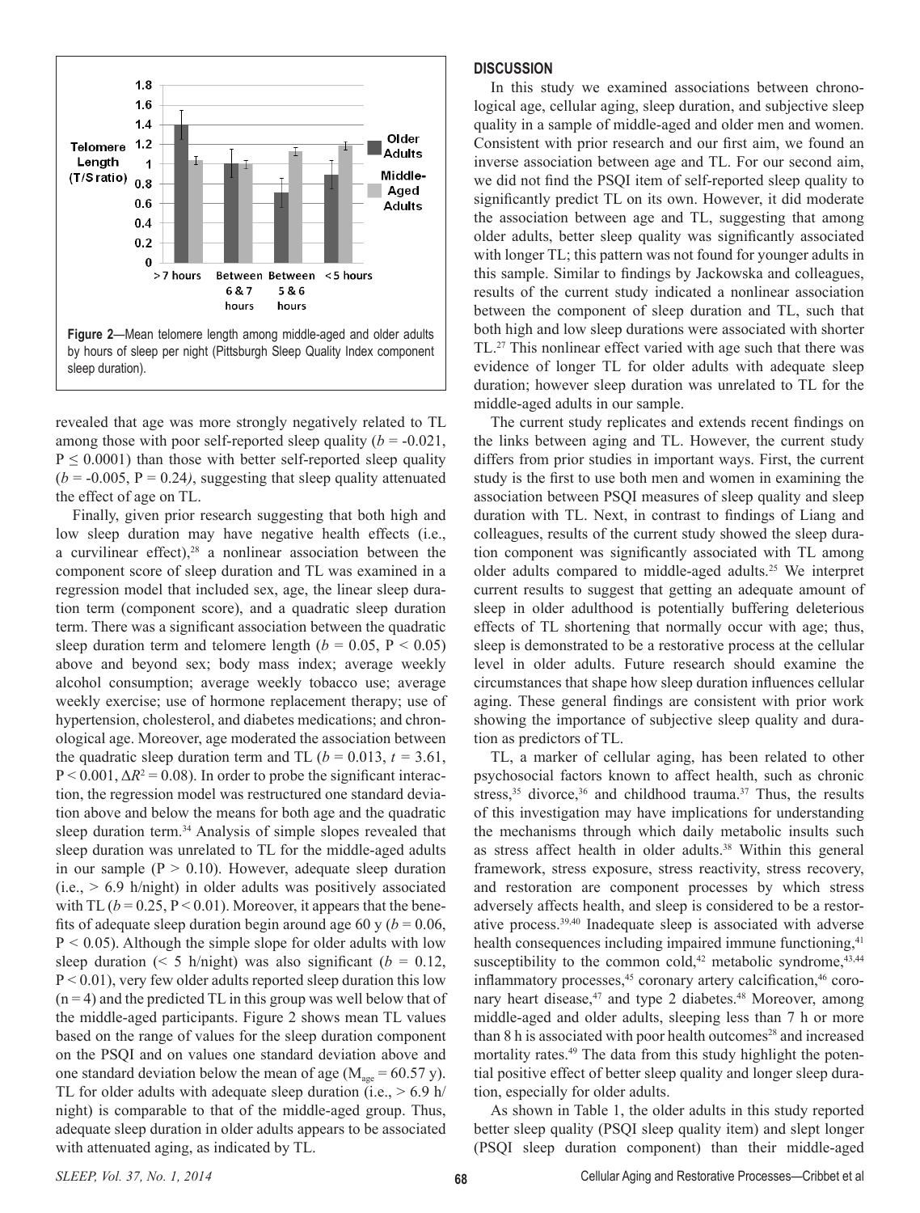**Figure 2**—Mean telomere length among middle-aged and older adults by hours of sleep per night (Pittsburgh Sleep Quality Index component sleep duration).

revealed that age was more strongly negatively related to TL among those with poor self-reported sleep quality ($b = -0.021$, $P \leq 0.0001$) than those with better self-reported sleep quality ($b = -0.005$, $P = 0.24$), suggesting that sleep quality attenuated the effect of age on TL.

Finally, given prior research suggesting that both high and low sleep duration may have negative health effects (i.e., a curvilinear effect),[28] a nonlinear association between the component score of sleep duration and TL was examined in a regression model that included sex, age, the linear sleep duration term (component score), and a quadratic sleep duration term. There was a significant association between the quadratic sleep duration term and telomere length ($b = 0.05$, $P < 0.05$) above and beyond sex; body mass index; average weekly alcohol consumption; average weekly tobacco use; average weekly exercise; use of hormone replacement therapy; use of hypertension, cholesterol, and diabetes medications; and chronological age. Moreover, age moderated the association between the quadratic sleep duration term and TL ($b = 0.013$, $t = 3.61$, $P < 0.001$, $\Delta R^2 = 0.08$). In order to probe the significant interaction, the regression model was restructured one standard deviation above and below the means for both age and the quadratic sleep duration term.[34] Analysis of simple slopes revealed that sleep duration was unrelated to TL for the middle-aged adults in our sample ($P > 0.10$). However, adequate sleep duration (i.e., > 6.9 h/night) in older adults was positively associated with TL ($b = 0.25$, $P < 0.01$). Moreover, it appears that the benefits of adequate sleep duration begin around age 60 y ($b = 0.06$, $P < 0.05$). Although the simple slope for older adults with low sleep duration (< 5 h/night) was also significant ($b = 0.12$, $P < 0.01$), very few older adults reported sleep duration this low ($n = 4$) and the predicted TL in this group was well below that of the middle-aged participants. Figure 2 shows mean TL values based on the range of values for the sleep duration component on the PSQI and on values one standard deviation above and one standard deviation below the mean of age ($M_{age} = 60.57$ y). TL for older adults with adequate sleep duration (i.e., > 6.9 h/night) is comparable to that of the middle-aged group. Thus, adequate sleep duration in older adults appears to be associated with attenuated aging, as indicated by TL.

## DISCUSSION

In this study we examined associations between chronological age, cellular aging, sleep duration, and subjective sleep quality in a sample of middle-aged and older men and women. Consistent with prior research and our first aim, we found an inverse association between age and TL. For our second aim, we did not find the PSQI item of self-reported sleep quality to significantly predict TL on its own. However, it did moderate the association between age and TL, suggesting that among older adults, better sleep quality was significantly associated with longer TL; this pattern was not found for younger adults in this sample. Similar to findings by Jackowska and colleagues, results of the current study indicated a nonlinear association between the component of sleep duration and TL, such that both high and low sleep durations were associated with shorter TL.[27] This nonlinear effect varied with age such that there was evidence of longer TL for older adults with adequate sleep duration; however sleep duration was unrelated to TL for the middle-aged adults in our sample.

The current study replicates and extends recent findings on the links between aging and TL. However, the current study differs from prior studies in important ways. First, the current study is the first to use both men and women in examining the association between PSQI measures of sleep quality and sleep duration with TL. Next, in contrast to findings of Liang and colleagues, results of the current study showed the sleep duration component was significantly associated with TL among older adults compared to middle-aged adults.[25] We interpret current results to suggest that getting an adequate amount of sleep in older adulthood is potentially buffering deleterious effects of TL shortening that normally occur with age; thus, sleep is demonstrated to be a restorative process at the cellular level in older adults. Future research should examine the circumstances that shape how sleep duration influences cellular aging. These general findings are consistent with prior work showing the importance of subjective sleep quality and duration as predictors of TL.

TL, a marker of cellular aging, has been related to other psychosocial factors known to affect health, such as chronic stress,[35] divorce,[36] and childhood trauma.[37] Thus, the results of this investigation may have implications for understanding the mechanisms through which daily metabolic insults such as stress affect health in older adults.[38] Within this general framework, stress exposure, stress reactivity, stress recovery, and restoration are component processes by which stress adversely affects health, and sleep is considered to be a restorative process.[39,40] Inadequate sleep is associated with adverse health consequences including impaired immune functioning,[41] susceptibility to the common cold,[42] metabolic syndrome,[43,44] inflammatory processes,[45] coronary artery calcification,[46] coronary heart disease,[47] and type 2 diabetes.[48] Moreover, among middle-aged and older adults, sleeping less than 7 h or more than 8 h is associated with poor health outcomes[28] and increased mortality rates.[49] The data from this study highlight the potential positive effect of better sleep quality and longer sleep duration, especially for older adults.

As shown in Table 1, the older adults in this study reported better sleep quality (PSQI sleep quality item) and slept longer (PSQI sleep duration component) than their middle-aged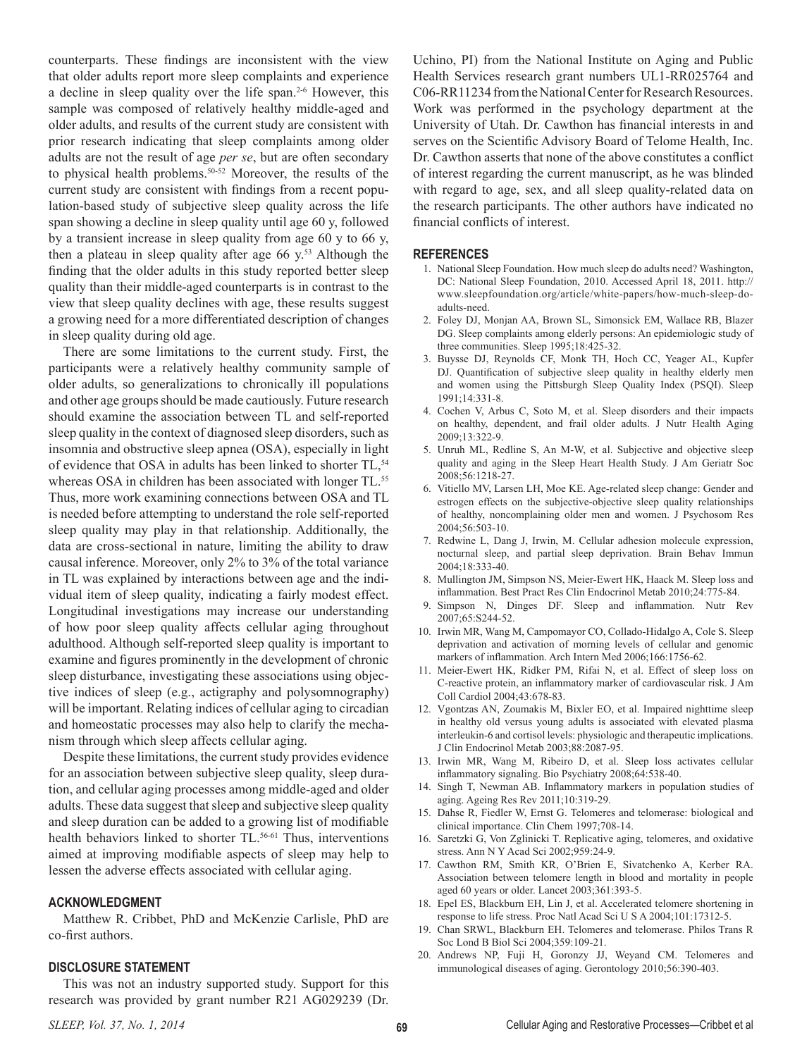counterparts. These findings are inconsistent with the view that older adults report more sleep complaints and experience a decline in sleep quality over the life span.[2-6] However, this sample was composed of relatively healthy middle-aged and older adults, and results of the current study are consistent with prior research indicating that sleep complaints among older adults are not the result of age *per se*, but are often secondary to physical health problems.[50-52] Moreover, the results of the current study are consistent with findings from a recent population-based study of subjective sleep quality across the life span showing a decline in sleep quality until age 60 y, followed by a transient increase in sleep quality from age 60 y to 66 y, then a plateau in sleep quality after age 66 y.[53] Although the finding that the older adults in this study reported better sleep quality than their middle-aged counterparts is in contrast to the view that sleep quality declines with age, these results suggest a growing need for a more differentiated description of changes in sleep quality during old age.

There are some limitations to the current study. First, the participants were a relatively healthy community sample of older adults, so generalizations to chronically ill populations and other age groups should be made cautiously. Future research should examine the association between TL and self-reported sleep quality in the context of diagnosed sleep disorders, such as insomnia and obstructive sleep apnea (OSA), especially in light of evidence that OSA in adults has been linked to shorter TL,[54] whereas OSA in children has been associated with longer TL.[55] Thus, more work examining connections between OSA and TL is needed before attempting to understand the role self-reported sleep quality may play in that relationship. Additionally, the data are cross-sectional in nature, limiting the ability to draw causal inference. Moreover, only 2% to 3% of the total variance in TL was explained by interactions between age and the individual item of sleep quality, indicating a fairly modest effect. Longitudinal investigations may increase our understanding of how poor sleep quality affects cellular aging throughout adulthood. Although self-reported sleep quality is important to examine and figures prominently in the development of chronic sleep disturbance, investigating these associations using objective indices of sleep (e.g., actigraphy and polysomnography) will be important. Relating indices of cellular aging to circadian and homeostatic processes may also help to clarify the mechanism through which sleep affects cellular aging.

Despite these limitations, the current study provides evidence for an association between subjective sleep quality, sleep duration, and cellular aging processes among middle-aged and older adults. These data suggest that sleep and subjective sleep quality and sleep duration can be added to a growing list of modifiable health behaviors linked to shorter TL.[56-61] Thus, interventions aimed at improving modifiable aspects of sleep may help to lessen the adverse effects associated with cellular aging.

## ACKNOWLEDGMENT

Matthew R. Cribbet, PhD and McKenzie Carlisle, PhD are co-first authors.

## DISCLOSURE STATEMENT

This was not an industry supported study. Support for this research was provided by grant number R21 AG029239 (Dr. Uchino, PI) from the National Institute on Aging and Public Health Services research grant numbers UL1-RR025764 and C06-RR11234 from the National Center for Research Resources. Work was performed in the psychology department at the University of Utah. Dr. Cawthon has financial interests in and serves on the Scientific Advisory Board of Telome Health, Inc. Dr. Cawthon asserts that none of the above constitutes a conflict of interest regarding the current manuscript, as he was blinded with regard to age, sex, and all sleep quality-related data on the research participants. The other authors have indicated no financial conflicts of interest.

## REFERENCES

1. National Sleep Foundation. How much sleep do adults need? Washington, DC: National Sleep Foundation, 2010. Accessed April 18, 2011. http://www.sleepfoundation.org/article/white-papers/how-much-sleep-do-adults-need.
2. Foley DJ, Monjan AA, Brown SL, Simonsick EM, Wallace RB, Blazer DG. Sleep complaints among elderly persons: An epidemiologic study of three communities. Sleep 1995;18:425-32.
3. Buysse DJ, Reynolds CF, Monk TH, Hoch CC, Yeager AL, Kupfer DJ. Quantification of subjective sleep quality in healthy elderly men and women using the Pittsburgh Sleep Quality Index (PSQI). Sleep 1991;14:331-8.
4. Cochen V, Arbus C, Soto M, et al. Sleep disorders and their impacts on healthy, dependent, and frail older adults. J Nutr Health Aging 2009;13:322-9.
5. Unruh ML, Redline S, An M-W, et al. Subjective and objective sleep quality and aging in the Sleep Heart Health Study. J Am Geriatr Soc 2008;56:1218-27.
6. Vitiello MV, Larsen LH, Moe KE. Age-related sleep change: Gender and estrogen effects on the subjective-objective sleep quality relationships of healthy, noncomplaining older men and women. J Psychosom Res 2004;56:503-10.
7. Redwine L, Dang J, Irwin, M. Cellular adhesion molecule expression, nocturnal sleep, and partial sleep deprivation. Brain Behav Immun 2004;18:333-40.
8. Mullington JM, Simpson NS, Meier-Ewert HK, Haack M. Sleep loss and inflammation. Best Pract Res Clin Endocrinol Metab 2010;24:775-84.
9. Simpson N, Dinges DF. Sleep and inflammation. Nutr Rev 2007;65:S244-52.
10. Irwin MR, Wang M, Campomayor CO, Collado-Hidalgo A, Cole S. Sleep deprivation and activation of morning levels of cellular and genomic markers of inflammation. Arch Intern Med 2006;166:1756-62.
11. Meier-Ewert HK, Ridker PM, Rifai N, et al. Effect of sleep loss on C-reactive protein, an inflammatory marker of cardiovascular risk. J Am Coll Cardiol 2004;43:678-83.
12. Vgontzas AN, Zoumakis M, Bixler EO, et al. Impaired nighttime sleep in healthy old versus young adults is associated with elevated plasma interleukin-6 and cortisol levels: physiologic and therapeutic implications. J Clin Endocrinol Metab 2003;88:2087-95.
13. Irwin MR, Wang M, Ribeiro D, et al. Sleep loss activates cellular inflammatory signaling. Bio Psychiatry 2008;64:538-40.
14. Singh T, Newman AB. Inflammatory markers in population studies of aging. Ageing Res Rev 2011;10:319-29.
15. Dahse R, Fiedler W, Ernst G. Telomeres and telomerase: biological and clinical importance. Clin Chem 1997;708-14.
16. Saretzki G, Von Zglinicki T. Replicative aging, telomeres, and oxidative stress. Ann N Y Acad Sci 2002;959:24-9.
17. Cawthon RM, Smith KR, O'Brien E, Sivatchenko A, Kerber RA. Association between telomere length in blood and mortality in people aged 60 years or older. Lancet 2003;361:393-5.
18. Epel ES, Blackburn EH, Lin J, et al. Accelerated telomere shortening in response to life stress. Proc Natl Acad Sci U S A 2004;101:17312-5.
19. Chan SRWL, Blackburn EH. Telomeres and telomerase. Philos Trans R Soc Lond B Biol Sci 2004;359:109-21.
20. Andrews NP, Fuji H, Goronzy JJ, Weyand CM. Telomeres and immunological diseases of aging. Gerontology 2010;56:390-403.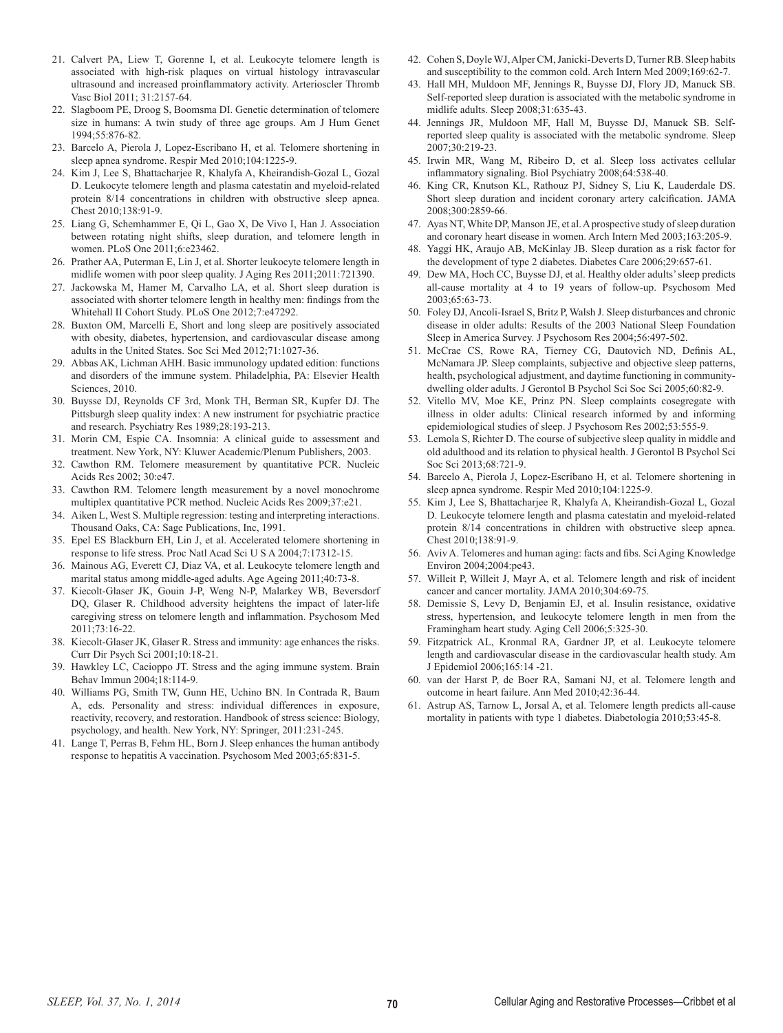21. Calvert PA, Liew T, Gorenne I, et al. Leukocyte telomere length is associated with high-risk plaques on virtual histology intravascular ultrasound and increased proinflammatory activity. Arterioscler Thromb Vasc Biol 2011; 31:2157-64.
22. Slagboom PE, Droog S, Boomsma DI. Genetic determination of telomere size in humans: A twin study of three age groups. Am J Hum Genet 1994;55:876-82.
23. Barcelo A, Pierola J, Lopez-Escribano H, et al. Telomere shortening in sleep apnea syndrome. Respir Med 2010;104:1225-9.
24. Kim J, Lee S, Bhattacharjee R, Khalyfa A, Kheirandish-Gozal L, Gozal D. Leukocyte telomere length and plasma catestatin and myeloid-related protein 8/14 concentrations in children with obstructive sleep apnea. Chest 2010;138:91-9.
25. Liang G, Schemhammer E, Qi L, Gao X, De Vivo I, Han J. Association between rotating night shifts, sleep duration, and telomere length in women. PLoS One 2011;6:e23462.
26. Prather AA, Puterman E, Lin J, et al. Shorter leukocyte telomere length in midlife women with poor sleep quality. J Aging Res 2011;2011:721390.
27. Jackowska M, Hamer M, Carvalho LA, et al. Short sleep duration is associated with shorter telomere length in healthy men: findings from the Whitehall II Cohort Study. PLoS One 2012;7:e47292.
28. Buxton OM, Marcelli E, Short and long sleep are positively associated with obesity, diabetes, hypertension, and cardiovascular disease among adults in the United States. Soc Sci Med 2012;71:1027-36.
29. Abbas AK, Lichman AHH. Basic immunology updated edition: functions and disorders of the immune system. Philadelphia, PA: Elsevier Health Sciences, 2010.
30. Buysse DJ, Reynolds CF 3rd, Monk TH, Berman SR, Kupfer DJ. The Pittsburgh sleep quality index: A new instrument for psychiatric practice and research. Psychiatry Res 1989;28:193-213.
31. Morin CM, Espie CA. Insomnia: A clinical guide to assessment and treatment. New York, NY: Kluwer Academic/Plenum Publishers, 2003.
32. Cawthon RM. Telomere measurement by quantitative PCR. Nucleic Acids Res 2002; 30:e47.
33. Cawthon RM. Telomere length measurement by a novel monochrome multiplex quantitative PCR method. Nucleic Acids Res 2009;37:e21.
34. Aiken L, West S. Multiple regression: testing and interpreting interactions. Thousand Oaks, CA: Sage Publications, Inc, 1991.
35. Epel ES Blackburn EH, Lin J, et al. Accelerated telomere shortening in response to life stress. Proc Natl Acad Sci U S A 2004;7:17312-15.
36. Mainous AG, Everett CJ, Diaz VA, et al. Leukocyte telomere length and marital status among middle-aged adults. Age Ageing 2011;40:73-8.
37. Kiecolt-Glaser JK, Gouin J-P, Weng N-P, Malarkey WB, Beversdorf DQ, Glaser R. Childhood adversity heightens the impact of later-life caregiving stress on telomere length and inflammation. Psychosom Med 2011;73:16-22.
38. Kiecolt-Glaser JK, Glaser R. Stress and immunity: age enhances the risks. Curr Dir Psych Sci 2001;10:18-21.
39. Hawkley LC, Cacioppo JT. Stress and the aging immune system. Brain Behav Immun 2004;18:114-9.
40. Williams PG, Smith TW, Gunn HE, Uchino BN. In Contrada R, Baum A, eds. Personality and stress: individual differences in exposure, reactivity, recovery, and restoration. Handbook of stress science: Biology, psychology, and health. New York, NY: Springer, 2011:231-245.
41. Lange T, Perras B, Fehm HL, Born J. Sleep enhances the human antibody response to hepatitis A vaccination. Psychosom Med 2003;65:831-5.
42. Cohen S, Doyle WJ, Alper CM, Janicki-Deverts D, Turner RB. Sleep habits and susceptibility to the common cold. Arch Intern Med 2009;169:62-7.
43. Hall MH, Muldoon MF, Jennings R, Buysse DJ, Flory JD, Manuck SB. Self-reported sleep duration is associated with the metabolic syndrome in midlife adults. Sleep 2008;31:635-43.
44. Jennings JR, Muldoon MF, Hall M, Buysse DJ, Manuck SB. Self-reported sleep quality is associated with the metabolic syndrome. Sleep 2007;30:219-23.
45. Irwin MR, Wang M, Ribeiro D, et al. Sleep loss activates cellular inflammatory signaling. Biol Psychiatry 2008;64:538-40.
46. King CR, Knutson KL, Rathouz PJ, Sidney S, Liu K, Lauderdale DS. Short sleep duration and incident coronary artery calcification. JAMA 2008;300:2859-66.
47. Ayas NT, White DP, Manson JE, et al. A prospective study of sleep duration and coronary heart disease in women. Arch Intern Med 2003;163:205-9.
48. Yaggi HK, Araujo AB, McKinlay JB. Sleep duration as a risk factor for the development of type 2 diabetes. Diabetes Care 2006;29:657-61.
49. Dew MA, Hoch CC, Buysse DJ, et al. Healthy older adults' sleep predicts all-cause mortality at 4 to 19 years of follow-up. Psychosom Med 2003;65:63-73.
50. Foley DJ, Ancoli-Israel S, Britz P, Walsh J. Sleep disturbances and chronic disease in older adults: Results of the 2003 National Sleep Foundation Sleep in America Survey. J Psychosom Res 2004;56:497-502.
51. McCrae CS, Rowe RA, Tierney CG, Dautovich ND, Definis AL, McNamara JP. Sleep complaints, subjective and objective sleep patterns, health, psychological adjustment, and daytime functioning in community-dwelling older adults. J Gerontol B Psychol Sci Soc Sci 2005;60:82-9.
52. Vitello MV, Moe KE, Prinz PN. Sleep complaints cosegregate with illness in older adults: Clinical research informed by and informing epidemiological studies of sleep. J Psychosom Res 2002;53:555-9.
53. Lemola S, Richter D. The course of subjective sleep quality in middle and old adulthood and its relation to physical health. J Gerontol B Psychol Sci Soc Sci 2013;68:721-9.
54. Barcelo A, Pierola J, Lopez-Escribano H, et al. Telomere shortening in sleep apnea syndrome. Respir Med 2010;104:1225-9.
55. Kim J, Lee S, Bhattacharjee R, Khalyfa A, Kheirandish-Gozal L, Gozal D. Leukocyte telomere length and plasma catestatin and myeloid-related protein 8/14 concentrations in children with obstructive sleep apnea. Chest 2010;138:91-9.
56. Aviv A. Telomeres and human aging: facts and fibs. Sci Aging Knowledge Environ 2004;2004:pe43.
57. Willeit P, Willeit J, Mayr A, et al. Telomere length and risk of incident cancer and cancer mortality. JAMA 2010;304:69-75.
58. Demissie S, Levy D, Benjamin EJ, et al. Insulin resistance, oxidative stress, hypertension, and leukocyte telomere length in men from the Framingham heart study. Aging Cell 2006;5:325-30.
59. Fitzpatrick AL, Kronmal RA, Gardner JP, et al. Leukocyte telomere length and cardiovascular disease in the cardiovascular health study. Am J Epidemiol 2006;165:14 -21.
60. van der Harst P, de Boer RA, Samani NJ, et al. Telomere length and outcome in heart failure. Ann Med 2010;42:36-44.
61. Astrup AS, Tarnow L, Jorsal A, et al. Telomere length predicts all-cause mortality in patients with type 1 diabetes. Diabetologia 2010;53:45-8.